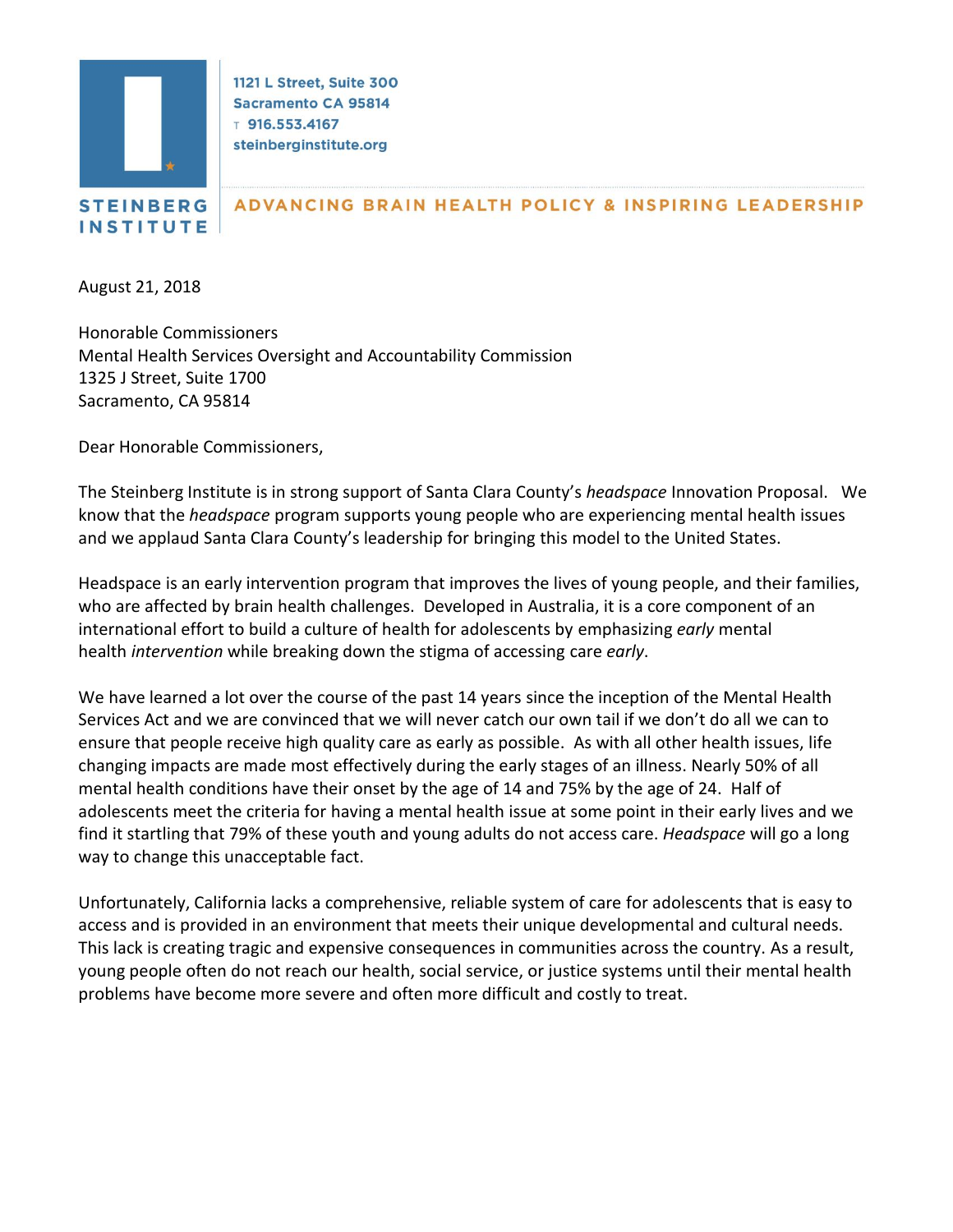**STEINBERG INSTITUTE**

1121 L Street, Suite 300
Sacramento CA 95814
T 916.553.4167
steinberginstitute.org

ADVANCING BRAIN HEALTH POLICY & INSPIRING LEADERSHIP

August 21, 2018

Honorable Commissioners
Mental Health Services Oversight and Accountability Commission
1325 J Street, Suite 1700
Sacramento, CA 95814

Dear Honorable Commissioners,

The Steinberg Institute is in strong support of Santa Clara County's *headspace* Innovation Proposal. We know that the *headspace* program supports young people who are experiencing mental health issues and we applaud Santa Clara County's leadership for bringing this model to the United States.

Headspace is an early intervention program that improves the lives of young people, and their families, who are affected by brain health challenges. Developed in Australia, it is a core component of an international effort to build a culture of health for adolescents by emphasizing *early* mental health *intervention* while breaking down the stigma of accessing care *early*.

We have learned a lot over the course of the past 14 years since the inception of the Mental Health Services Act and we are convinced that we will never catch our own tail if we don't do all we can to ensure that people receive high quality care as early as possible. As with all other health issues, life changing impacts are made most effectively during the early stages of an illness. Nearly 50% of all mental health conditions have their onset by the age of 14 and 75% by the age of 24. Half of adolescents meet the criteria for having a mental health issue at some point in their early lives and we find it startling that 79% of these youth and young adults do not access care. *Headspace* will go a long way to change this unacceptable fact.

Unfortunately, California lacks a comprehensive, reliable system of care for adolescents that is easy to access and is provided in an environment that meets their unique developmental and cultural needs. This lack is creating tragic and expensive consequences in communities across the country. As a result, young people often do not reach our health, social service, or justice systems until their mental health problems have become more severe and often more difficult and costly to treat.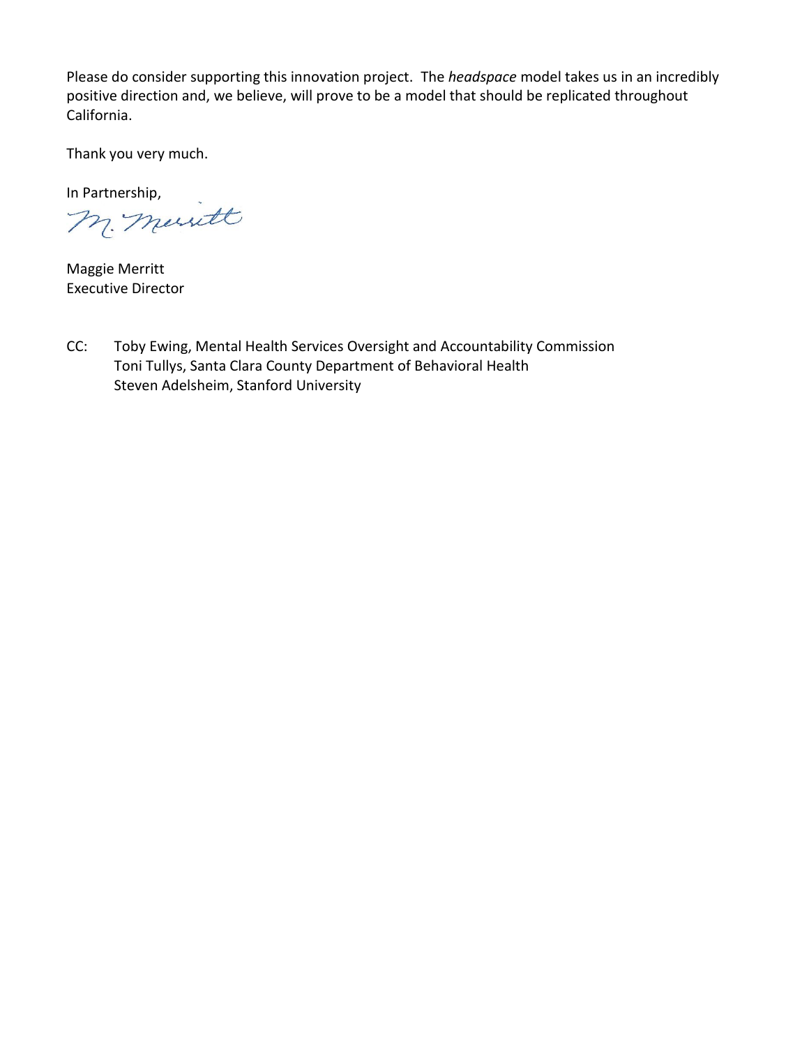Please do consider supporting this innovation project. The *headspace* model takes us in an incredibly positive direction and, we believe, will prove to be a model that should be replicated throughout California.

Thank you very much.

In Partnership,

M. Merritt

Maggie Merritt
Executive Director

CC: Toby Ewing, Mental Health Services Oversight and Accountability Commission
Toni Tullys, Santa Clara County Department of Behavioral Health
Steven Adelsheim, Stanford University